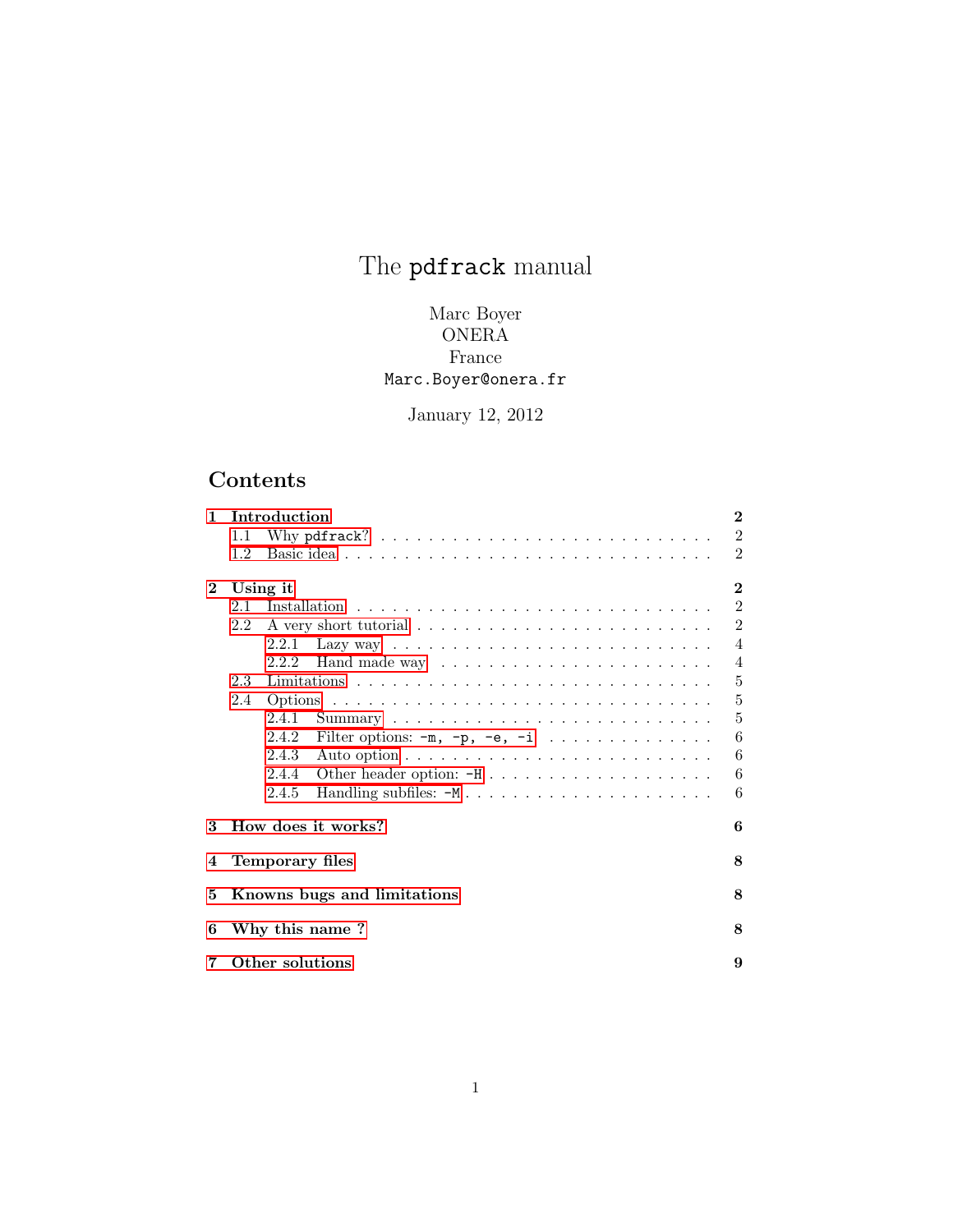# The `pdfrack` manual

Marc Boyer
ONERA
France
`Marc.Boyer@onera.fr`

January 12, 2012

## Contents

- **1 Introduction** — **2**
  - 1.1 Why `pdfrack`? — 2
  - 1.2 Basic idea — 2
- **2 Using it** — **2**
  - 2.1 Installation — 2
  - 2.2 A very short tutorial — 2
    - 2.2.1 Lazy way — 4
    - 2.2.2 Hand made way — 4
  - 2.3 Limitations — 5
  - 2.4 Options — 5
    - 2.4.1 Summary — 5
    - 2.4.2 Filter options: `-m, -p, -e, -i` — 6
    - 2.4.3 Auto option — 6
    - 2.4.4 Other header option: `-H` — 6
    - 2.4.5 Handling subfiles: `-M` — 6
- **3 How does it works?** — **6**
- **4 Temporary files** — **8**
- **5 Knowns bugs and limitations** — **8**
- **6 Why this name ?** — **8**
- **7 Other solutions** — **9**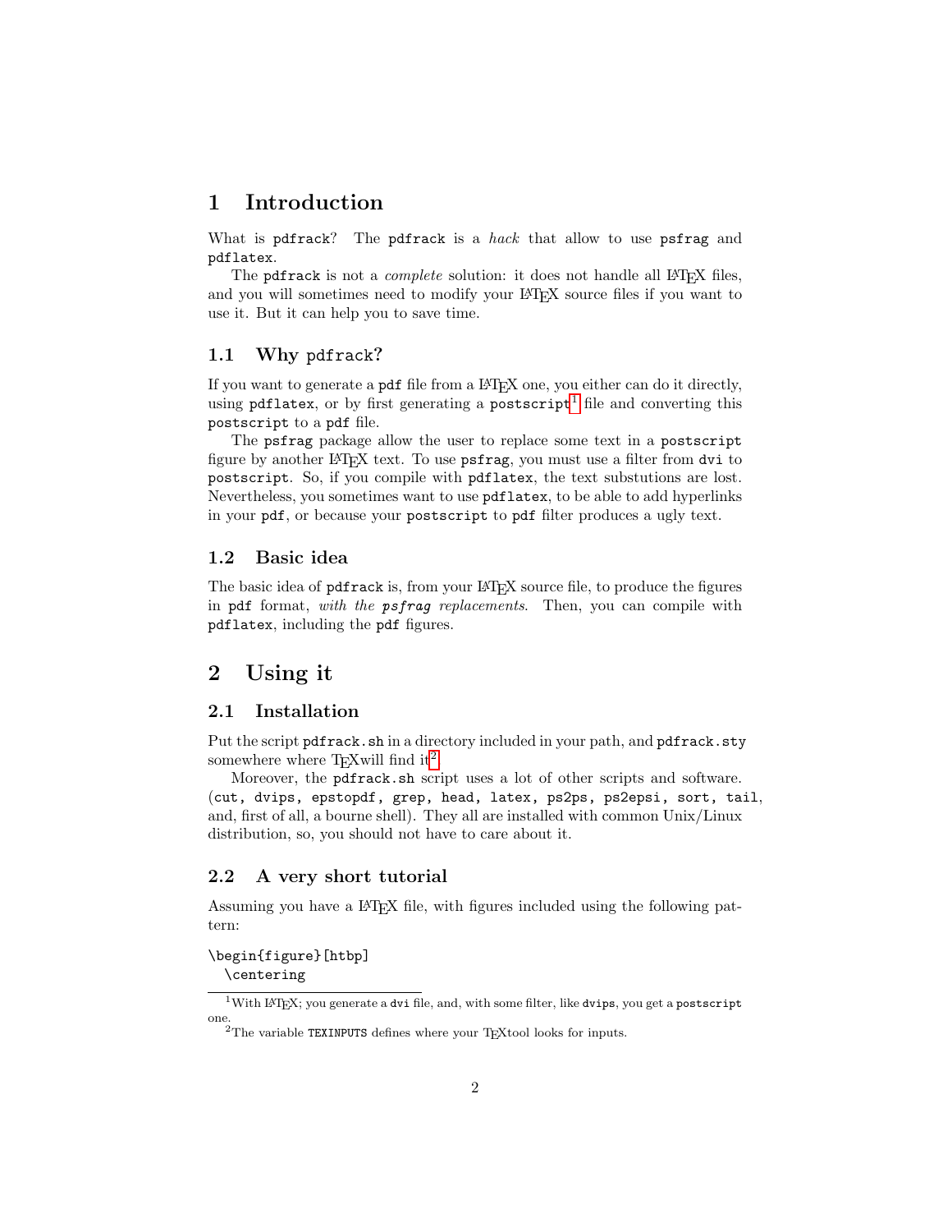# 1 Introduction

What is `pdfrack`? The `pdfrack` is a *hack* that allow to use `psfrag` and `pdflatex`.

The `pdfrack` is not a *complete* solution: it does not handle all LaTeX files, and you will sometimes need to modify your LaTeX source files if you want to use it. But it can help you to save time.

## 1.1 Why `pdfrack`?

If you want to generate a `pdf` file from a LaTeX one, you either can do it directly, using `pdflatex`, or by first generating a `postscript`[1] file and converting this `postscript` to a `pdf` file.

The `psfrag` package allow the user to replace some text in a `postscript` figure by another LaTeX text. To use `psfrag`, you must use a filter from `dvi` to `postscript`. So, if you compile with `pdflatex`, the text substutions are lost. Nevertheless, you sometimes want to use `pdflatex`, to be able to add hyperlinks in your `pdf`, or because your `postscript` to `pdf` filter produces a ugly text.

## 1.2 Basic idea

The basic idea of `pdfrack` is, from your LaTeX source file, to produce the figures in `pdf` format, *with the `psfrag` replacements*. Then, you can compile with `pdflatex`, including the `pdf` figures.

# 2 Using it

## 2.1 Installation

Put the script `pdfrack.sh` in a directory included in your path, and `pdfrack.sty` somewhere where TeXwill find it[2].

Moreover, the `pdfrack.sh` script uses a lot of other scripts and software. (`cut, dvips, epstopdf, grep, head, latex, ps2ps, ps2epsi, sort, tail`, and, first of all, a bourne shell). They all are installed with common Unix/Linux distribution, so, you should not have to care about it.

## 2.2 A very short tutorial

Assuming you have a LaTeX file, with figures included using the following pattern:

```
\begin{figure}[htbp]
  \centering
```

[1] With LaTeX; you generate a `dvi` file, and, with some filter, like `dvips`, you get a `postscript` one.

[2] The variable `TEXINPUTS` defines where your TeXtool looks for inputs.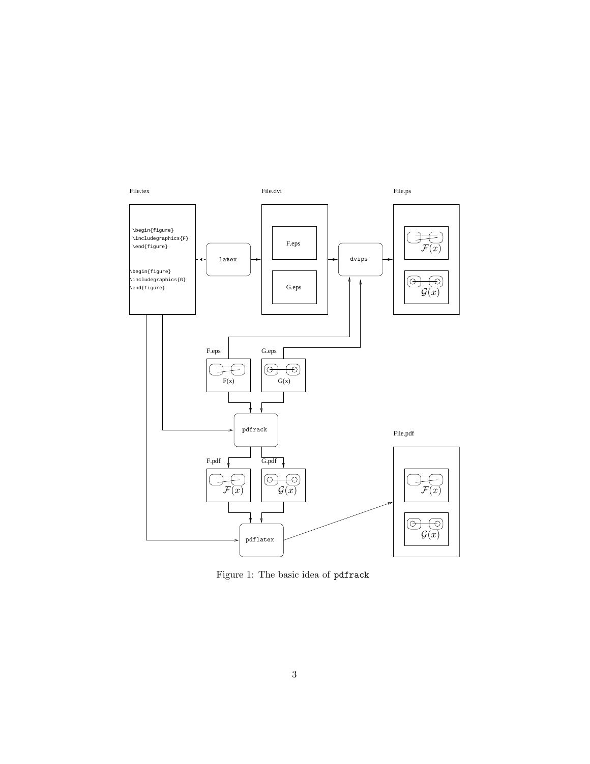File.tex

```
\begin{figure}
\includegraphics{F}
\end{figure}

\begin{figure}
\includegraphics{G}
\end{figure}
```

latex

File.dvi

F.eps

G.eps

dvips

File.ps

$\mathcal{F}(x)$

$\mathcal{G}(x)$

F.eps

F(x)

G.eps

G(x)

pdfrack

F.pdf

$\mathcal{F}(x)$

G.pdf

$\mathcal{G}(x)$

pdflatex

File.pdf

$\mathcal{F}(x)$

$\mathcal{G}(x)$

Figure 1: The basic idea of pdfrack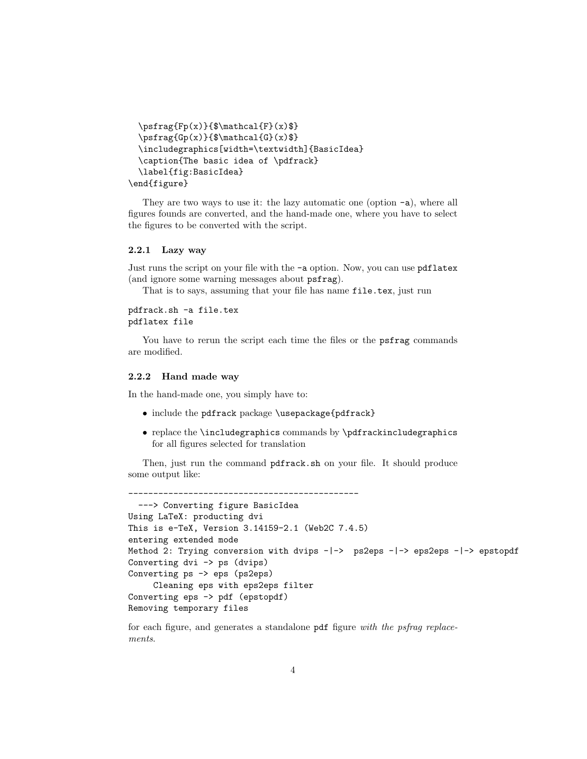```
  \psfrag{Fp(x)}{$\mathcal{F}(x)$}
  \psfrag{Gp(x)}{$\mathcal{G}(x)$}
  \includegraphics[width=\textwidth]{BasicIdea}
  \caption{The basic idea of \pdfrack}
  \label{fig:BasicIdea}
\end{figure}
```

They are two ways to use it: the lazy automatic one (option `-a`), where all figures founds are converted, and the hand-made one, where you have to select the figures to be converted with the script.

### 2.2.1 Lazy way

Just runs the script on your file with the `-a` option. Now, you can use `pdflatex` (and ignore some warning messages about `psfrag`).

That is to says, assuming that your file has name `file.tex`, just run

```
pdfrack.sh -a file.tex
pdflatex file
```

You have to rerun the script each time the files or the `psfrag` commands are modified.

### 2.2.2 Hand made way

In the hand-made one, you simply have to:

- include the `pdfrack` package `\usepackage{pdfrack}`
- replace the `\includegraphics` commands by `\pdfrackincludegraphics` for all figures selected for translation

Then, just run the command `pdfrack.sh` on your file. It should produce some output like:

```
----------------------------------------------
  ---> Converting figure BasicIdea
Using LaTeX: producting dvi
This is e-TeX, Version 3.14159-2.1 (Web2C 7.4.5)
entering extended mode
Method 2: Trying conversion with dvips -|->  ps2eps -|-> eps2eps -|-> epstopdf
Converting dvi -> ps (dvips)
Converting ps -> eps (ps2eps)
     Cleaning eps with eps2eps filter
Converting eps -> pdf (epstopdf)
Removing temporary files
```

for each figure, and generates a standalone `pdf` figure *with the psfrag replacements.*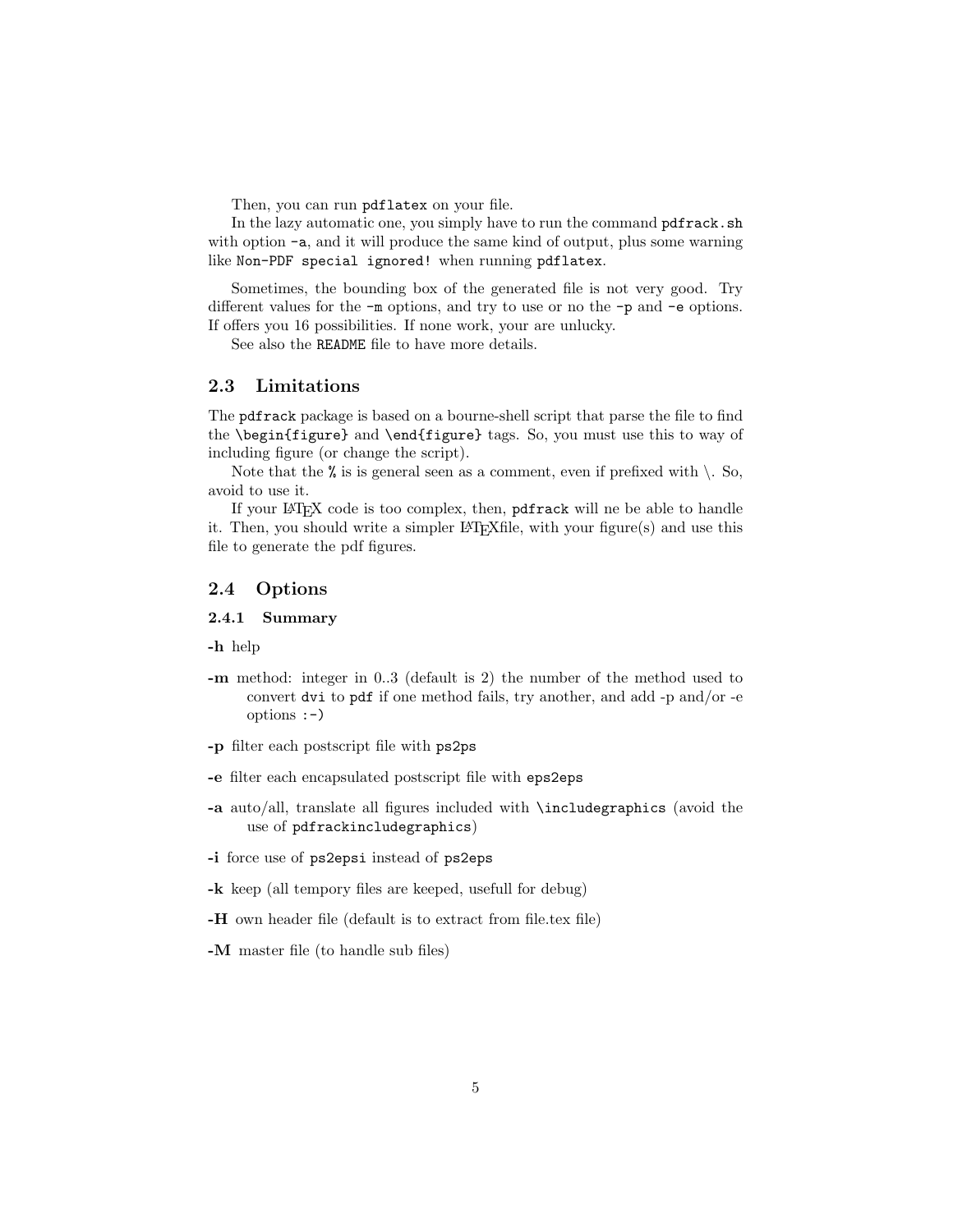Then, you can run `pdflatex` on your file.

In the lazy automatic one, you simply have to run the command `pdfrack.sh` with option `-a`, and it will produce the same kind of output, plus some warning like `Non-PDF special ignored!` when running `pdflatex`.

Sometimes, the bounding box of the generated file is not very good. Try different values for the `-m` options, and try to use or no the `-p` and `-e` options. If offers you 16 possibilities. If none work, your are unlucky.

See also the `README` file to have more details.

## 2.3 Limitations

The `pdfrack` package is based on a bourne-shell script that parse the file to find the `\begin{figure}` and `\end{figure}` tags. So, you must use this to way of including figure (or change the script).

Note that the `%` is is general seen as a comment, even if prefixed with \. So, avoid to use it.

If your LaTeX code is too complex, then, `pdfrack` will ne be able to handle it. Then, you should write a simpler LaTeXfile, with your figure(s) and use this file to generate the pdf figures.

## 2.4 Options

### 2.4.1 Summary

**-h** help

**-m** method: integer in 0..3 (default is 2) the number of the method used to convert `dvi` to `pdf` if one method fails, try another, and add -p and/or -e options `:-)`

**-p** filter each postscript file with `ps2ps`

**-e** filter each encapsulated postscript file with `eps2eps`

**-a** auto/all, translate all figures included with `\includegraphics` (avoid the use of `pdfrackincludegraphics`)

**-i** force use of `ps2epsi` instead of `ps2eps`

**-k** keep (all tempory files are keeped, usefull for debug)

**-H** own header file (default is to extract from file.tex file)

**-M** master file (to handle sub files)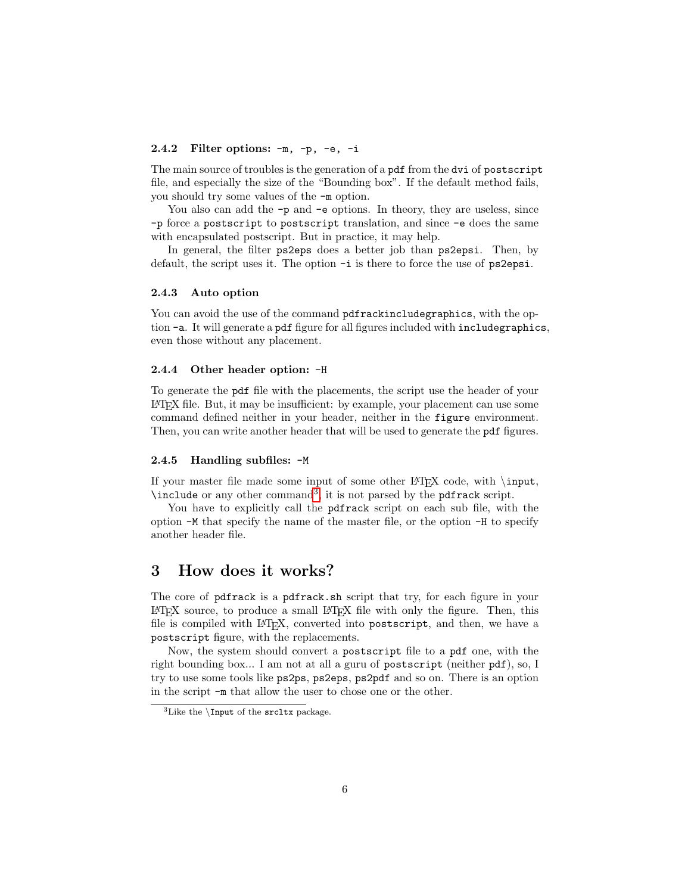### 2.4.2 Filter options: `-m, -p, -e, -i`

The main source of troubles is the generation of a `pdf` from the `dvi` of `postscript` file, and especially the size of the "Bounding box". If the default method fails, you should try some values of the `-m` option.

You also can add the `-p` and `-e` options. In theory, they are useless, since `-p` force a `postscript` to `postscript` translation, and since `-e` does the same with encapsulated postscript. But in practice, it may help.

In general, the filter `ps2eps` does a better job than `ps2epsi`. Then, by default, the script uses it. The option `-i` is there to force the use of `ps2epsi`.

### 2.4.3 Auto option

You can avoid the use of the command `pdfrackincludegraphics`, with the option `-a`. It will generate a `pdf` figure for all figures included with `includegraphics`, even those without any placement.

### 2.4.4 Other header option: `-H`

To generate the `pdf` file with the placements, the script use the header of your LaTeX file. But, it may be insufficient: by example, your placement can use some command defined neither in your header, neither in the `figure` environment. Then, you can write another header that will be used to generate the `pdf` figures.

### 2.4.5 Handling subfiles: `-M`

If your master file made some input of some other LaTeX code, with `\input`, `\include` or any other command[3], it is not parsed by the `pdfrack` script.

You have to explicitly call the `pdfrack` script on each sub file, with the option `-M` that specify the name of the master file, or the option `-H` to specify another header file.

## 3 How does it works?

The core of `pdfrack` is a `pdfrack.sh` script that try, for each figure in your LaTeX source, to produce a small LaTeX file with only the figure. Then, this file is compiled with LaTeX, converted into `postscript`, and then, we have a `postscript` figure, with the replacements.

Now, the system should convert a `postscript` file to a `pdf` one, with the right bounding box... I am not at all a guru of `postscript` (neither `pdf`), so, I try to use some tools like `ps2ps`, `ps2eps`, `ps2pdf` and so on. There is an option in the script `-m` that allow the user to chose one or the other.

[3] Like the `\Input` of the `srcltx` package.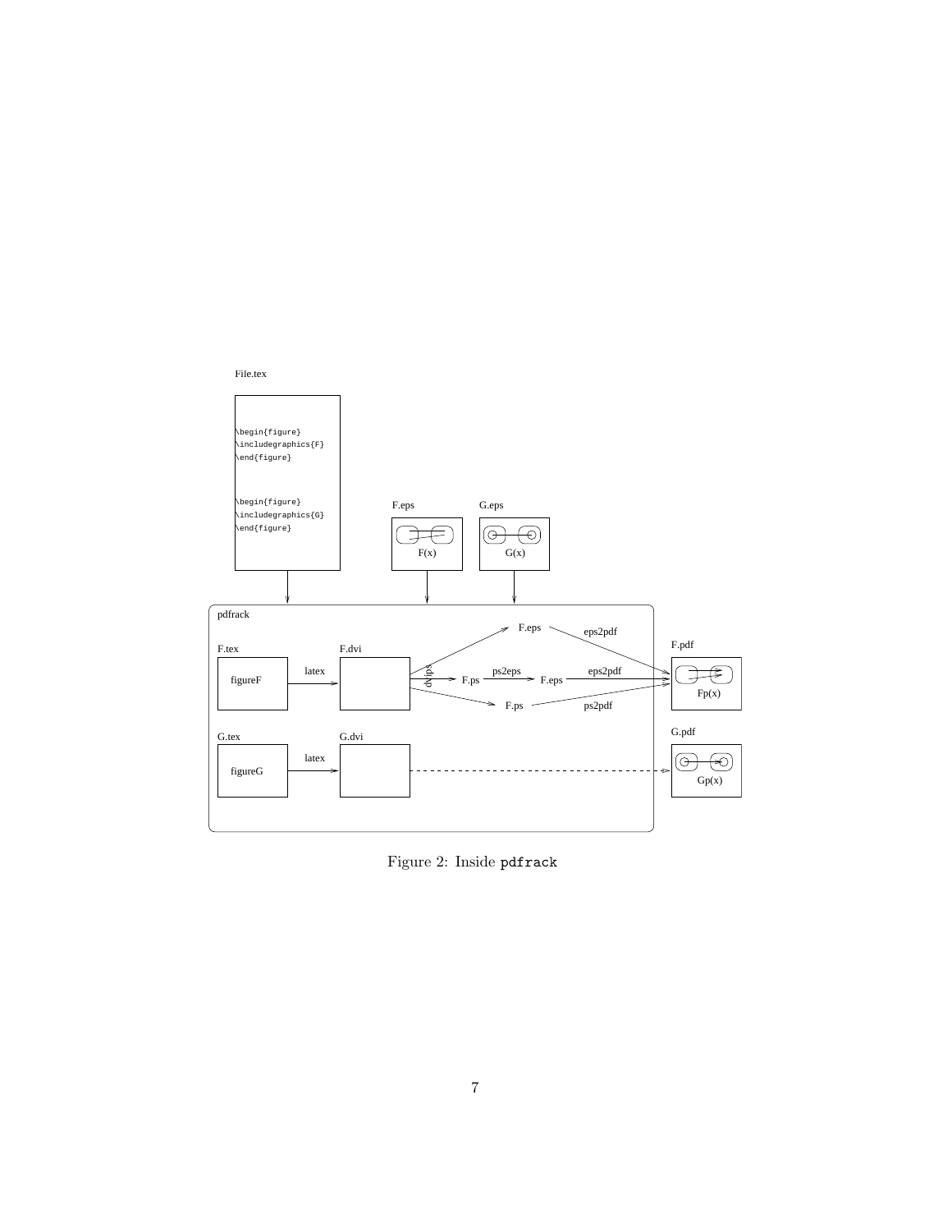File.tex

```
\begin{figure}
\includegraphics{F}
\end{figure}

\begin{figure}
\includegraphics{G}
\end{figure}
```

F.eps

F(x)

G.eps

G(x)

pdfrack

F.tex

figureF

latex

F.dvi

dvips

F.eps

eps2pdf

F.ps

ps2eps

F.eps

eps2pdf

F.ps

ps2pdf

F.pdf

Fp(x)

G.tex

figureG

latex

G.dvi

G.pdf

Gp(x)

Figure 2: Inside `pdfrack`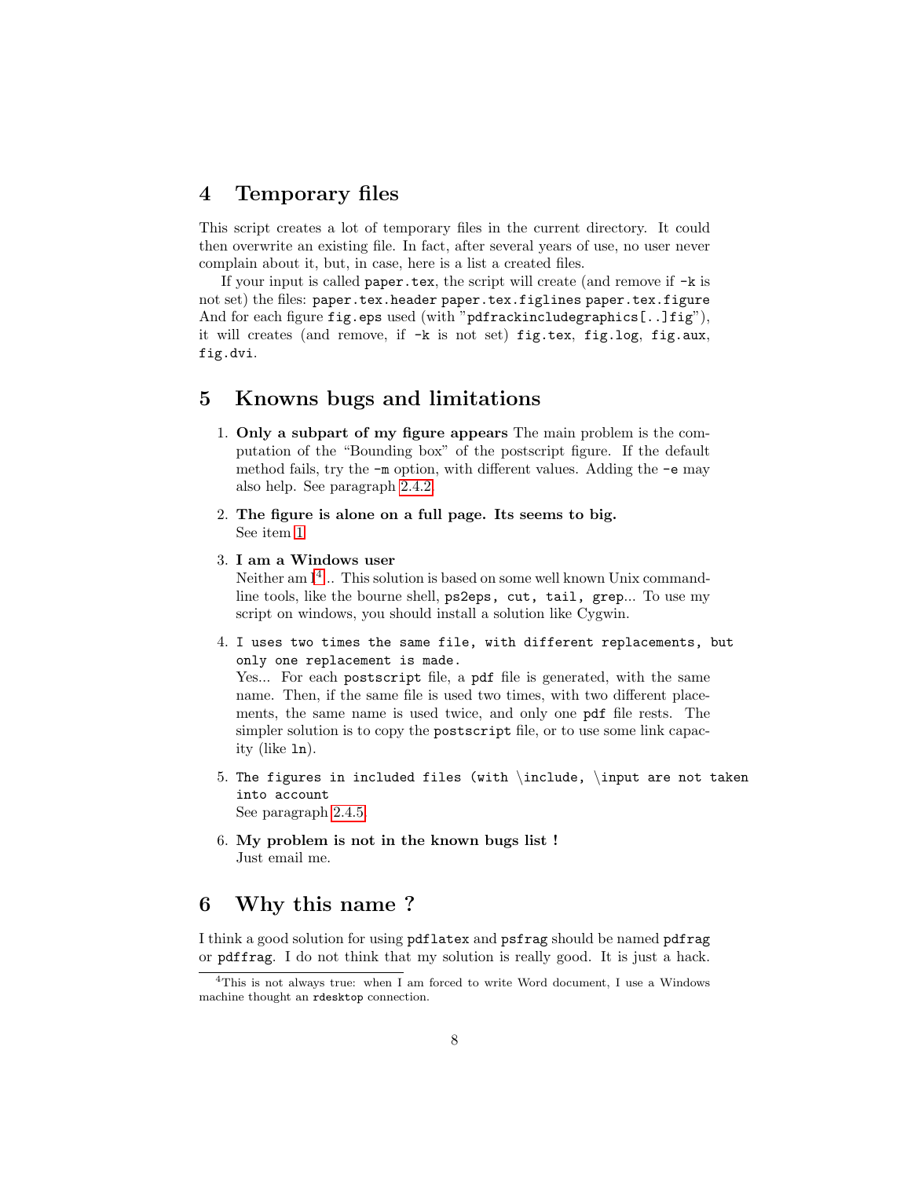## 4 Temporary files

This script creates a lot of temporary files in the current directory. It could then overwrite an existing file. In fact, after several years of use, no user never complain about it, but, in case, here is a list a created files.

If your input is called `paper.tex`, the script will create (and remove if `-k` is not set) the files: `paper.tex.header` `paper.tex.figlines` `paper.tex.figure` And for each figure `fig.eps` used (with "`pdfrackincludegraphics[..]fig`"), it will creates (and remove, if `-k` is not set) `fig.tex`, `fig.log`, `fig.aux`, `fig.dvi`.

## 5 Knowns bugs and limitations

1. **Only a subpart of my figure appears** The main problem is the computation of the "Bounding box" of the postscript figure. If the default method fails, try the `-m` option, with different values. Adding the `-e` may also help. See paragraph 2.4.2.

2. **The figure is alone on a full page. Its seems to big.**
   See item 1.

3. **I am a Windows user**
   Neither am I[4].. This solution is based on some well known Unix commandline tools, like the bourne shell, `ps2eps, cut, tail, grep`... To use my script on windows, you should install a solution like Cygwin.

4. `I uses two times the same file, with different replacements, but only one replacement is made.`
   Yes... For each `postscript` file, a `pdf` file is generated, with the same name. Then, if the same file is used two times, with two different placements, the same name is used twice, and only one `pdf` file rests. The simpler solution is to copy the `postscript` file, or to use some link capacity (like `ln`).

5. `The figures in included files (with \include, \input are not taken into account`
   See paragraph 2.4.5

6. **My problem is not in the known bugs list !**
   Just email me.

## 6 Why this name ?

I think a good solution for using `pdflatex` and `psfrag` should be named `pdfrag` or `pdffrag`. I do not think that my solution is really good. It is just a hack.

---

[4]This is not always true: when I am forced to write Word document, I use a Windows machine thought an `rdesktop` connection.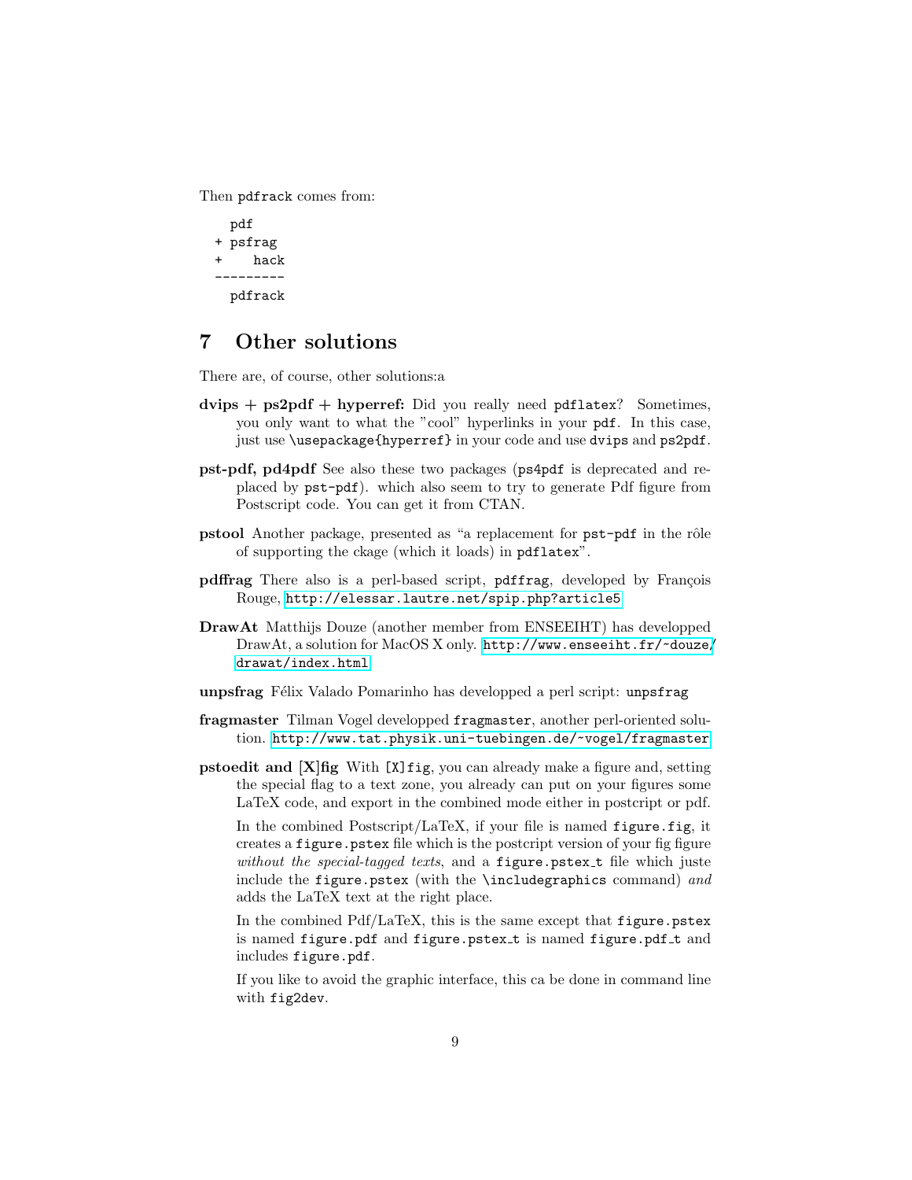Then `pdfrack` comes from:

```
   pdf
 + psfrag
 +    hack
 ---------
   pdfrack
```

## 7 Other solutions

There are, of course, other solutions:a

**dvips + ps2pdf + hyperref:** Did you really need `pdflatex`? Sometimes, you only want to what the "cool" hyperlinks in your `pdf`. In this case, just use `\usepackage{hyperref}` in your code and use `dvips` and `ps2pdf`.

**pst-pdf, pd4pdf** See also these two packages (`ps4pdf` is deprecated and replaced by `pst-pdf`). which also seem to try to generate Pdf figure from Postscript code. You can get it from CTAN.

**pstool** Another package, presented as "a replacement for `pst-pdf` in the rôle of supporting the ckage (which it loads) in `pdflatex`".

**pdffrag** There also is a perl-based script, `pdffrag`, developed by François Rouge, http://elessar.lautre.net/spip.php?article5

**DrawAt** Matthijs Douze (another member from ENSEEIHT) has developped DrawAt, a solution for MacOS X only. http://www.enseeiht.fr/~douze/drawat/index.html

**unpsfrag** Félix Valado Pomarinho has developped a perl script: `unpsfrag`

**fragmaster** Tilman Vogel developped `fragmaster`, another perl-oriented solution. http://www.tat.physik.uni-tuebingen.de/~vogel/fragmaster

**pstoedit and [X]fig** With `[X]fig`, you can already make a figure and, setting the special flag to a text zone, you already can put on your figures some LaTeX code, and export in the combined mode either in postcript or pdf.

In the combined Postscript/LaTeX, if your file is named `figure.fig`, it creates a `figure.pstex` file which is the postcript version of your fig figure *without the special-tagged texts*, and a `figure.pstex_t` file which juste include the `figure.pstex` (with the `\includegraphics` command) *and* adds the LaTeX text at the right place.

In the combined Pdf/LaTeX, this is the same except that `figure.pstex` is named `figure.pdf` and `figure.pstex_t` is named `figure.pdf_t` and includes `figure.pdf`.

If you like to avoid the graphic interface, this ca be done in command line with `fig2dev`.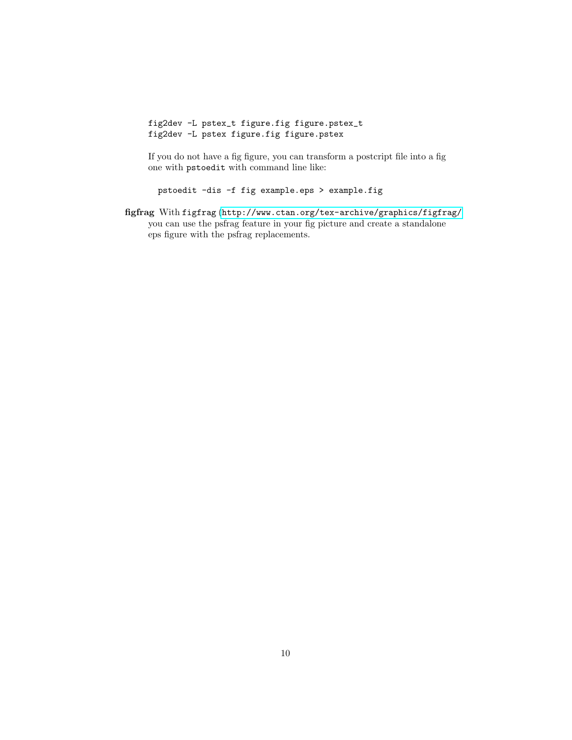```
fig2dev -L pstex_t figure.fig figure.pstex_t
fig2dev -L pstex figure.fig figure.pstex
```

If you do not have a fig figure, you can transform a postcript file into a fig one with `pstoedit` with command line like:

```
pstoedit -dis -f fig example.eps > example.fig
```

**figfrag** With `figfrag` (http://www.ctan.org/tex-archive/graphics/figfrag/) you can use the psfrag feature in your fig picture and create a standalone eps figure with the psfrag replacements.